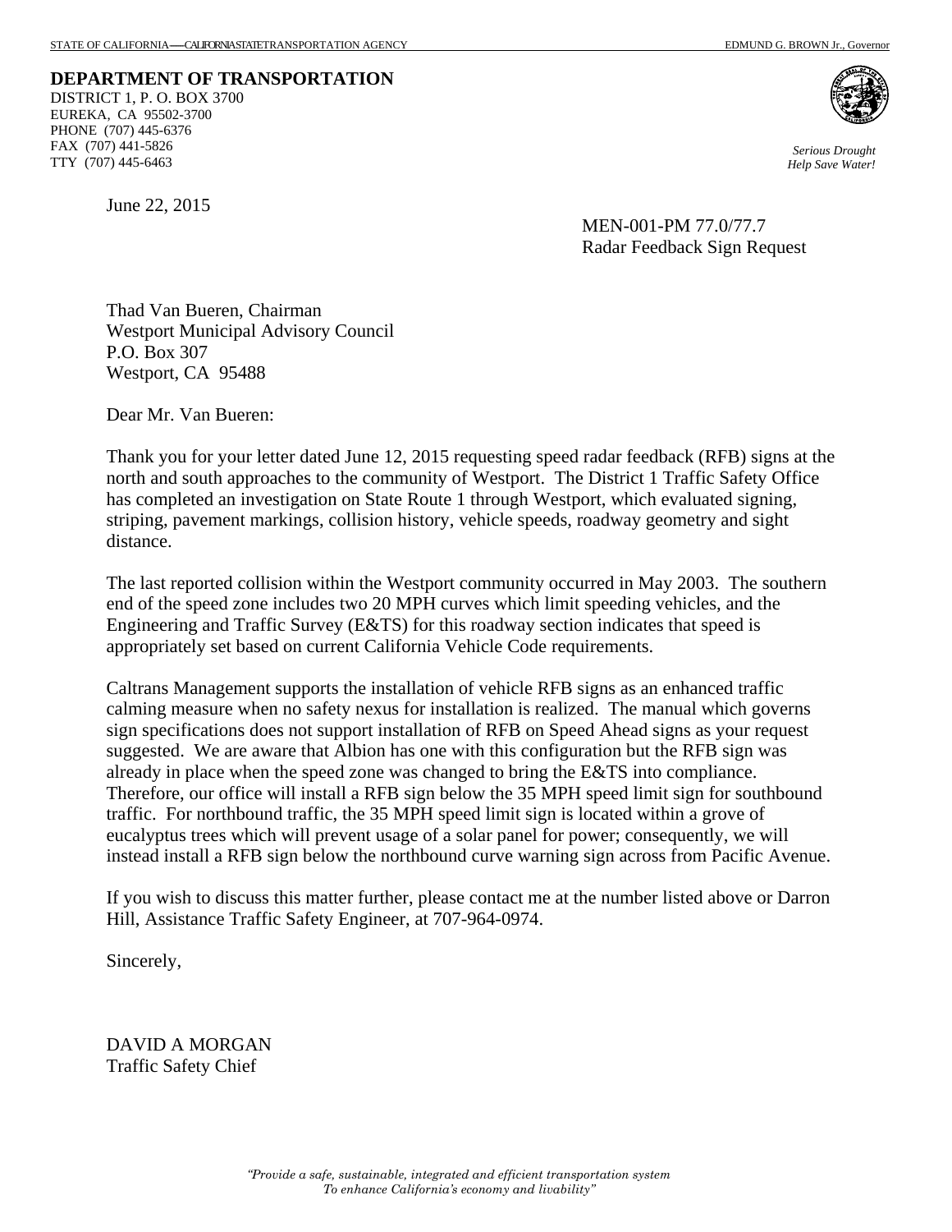STATE OF CALIFORNIA—CALIFORNIA STATE TRANSPORTATION AGENCY EDMUND G. BROWN Jr., Governor

**DEPARTMENT OF TRANSPORTATION**
DISTRICT 1, P. O. BOX 3700
EUREKA, CA 95502-3700
PHONE (707) 445-6376
FAX (707) 441-5826
TTY (707) 445-6463

*Serious Drought*
*Help Save Water!*

June 22, 2015

MEN-001-PM 77.0/77.7
Radar Feedback Sign Request

Thad Van Bueren, Chairman
Westport Municipal Advisory Council
P.O. Box 307
Westport, CA 95488

Dear Mr. Van Bueren:

Thank you for your letter dated June 12, 2015 requesting speed radar feedback (RFB) signs at the north and south approaches to the community of Westport. The District 1 Traffic Safety Office has completed an investigation on State Route 1 through Westport, which evaluated signing, striping, pavement markings, collision history, vehicle speeds, roadway geometry and sight distance.

The last reported collision within the Westport community occurred in May 2003. The southern end of the speed zone includes two 20 MPH curves which limit speeding vehicles, and the Engineering and Traffic Survey (E&TS) for this roadway section indicates that speed is appropriately set based on current California Vehicle Code requirements.

Caltrans Management supports the installation of vehicle RFB signs as an enhanced traffic calming measure when no safety nexus for installation is realized. The manual which governs sign specifications does not support installation of RFB on Speed Ahead signs as your request suggested. We are aware that Albion has one with this configuration but the RFB sign was already in place when the speed zone was changed to bring the E&TS into compliance. Therefore, our office will install a RFB sign below the 35 MPH speed limit sign for southbound traffic. For northbound traffic, the 35 MPH speed limit sign is located within a grove of eucalyptus trees which will prevent usage of a solar panel for power; consequently, we will instead install a RFB sign below the northbound curve warning sign across from Pacific Avenue.

If you wish to discuss this matter further, please contact me at the number listed above or Darron Hill, Assistance Traffic Safety Engineer, at 707-964-0974.

Sincerely,

DAVID A MORGAN
Traffic Safety Chief

*"Provide a safe, sustainable, integrated and efficient transportation system*
*To enhance California's economy and livability"*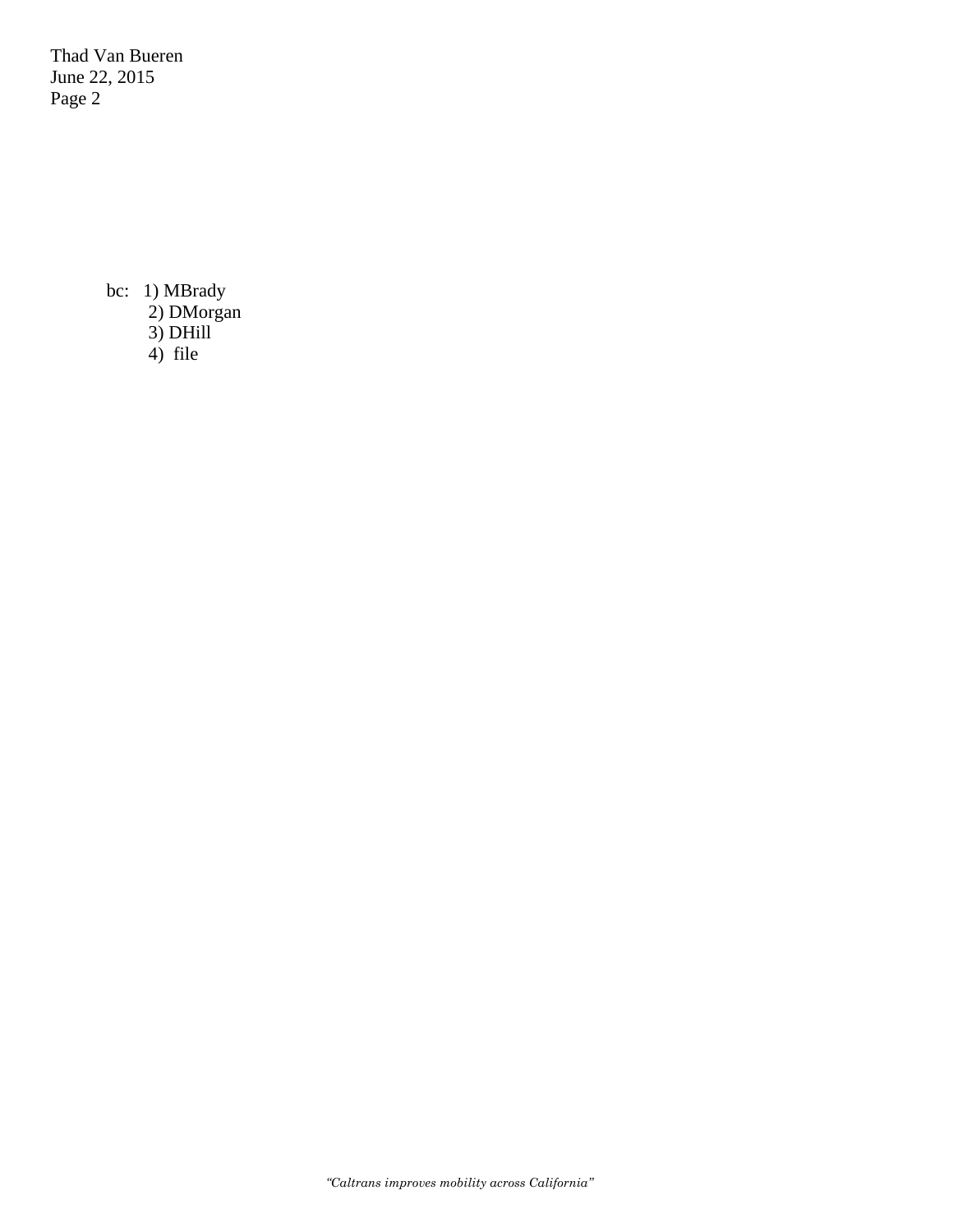bc: 1) MBrady
2) DMorgan
3) DHill
4) file